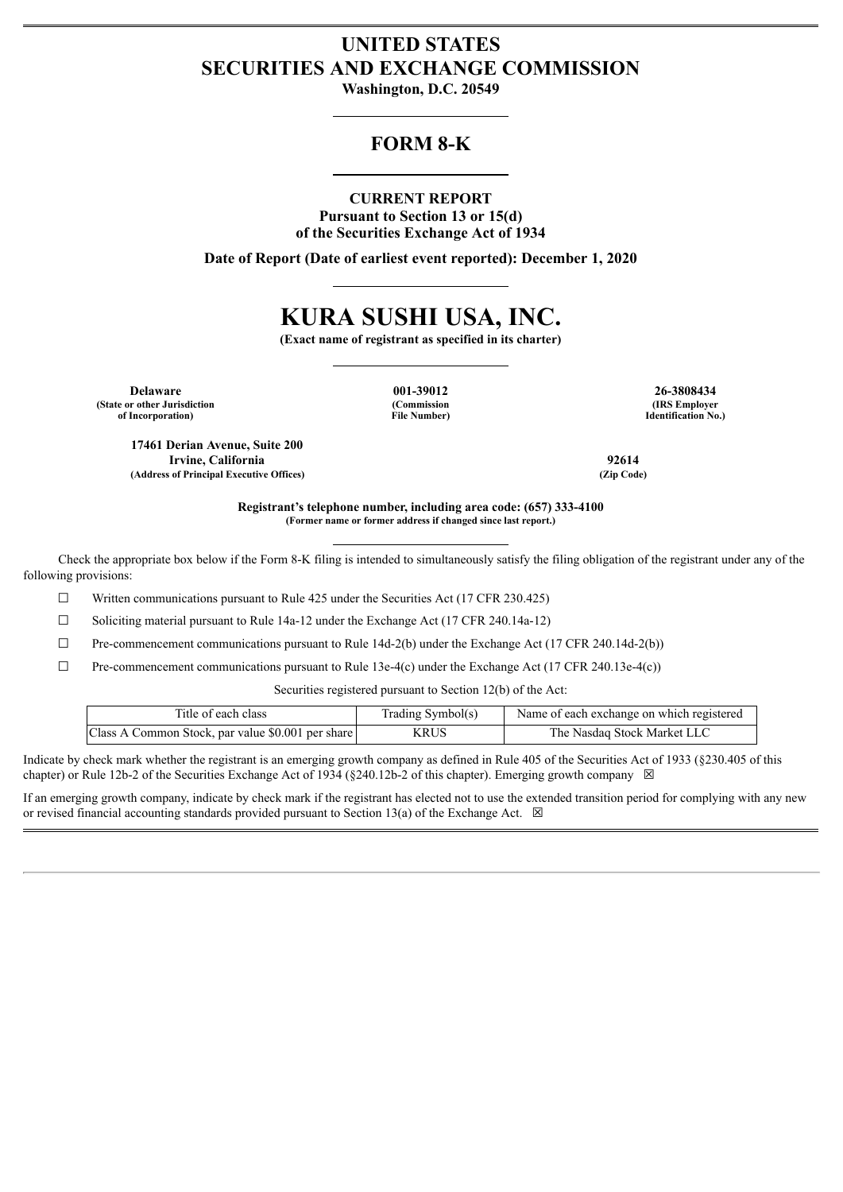# UNITED STATES
# SECURITIES AND EXCHANGE COMMISSION

**Washington, D.C. 20549**

## FORM 8-K

**CURRENT REPORT**
**Pursuant to Section 13 or 15(d)**
**of the Securities Exchange Act of 1934**

**Date of Report (Date of earliest event reported): December 1, 2020**

# KURA SUSHI USA, INC.

**(Exact name of registrant as specified in its charter)**

| **Delaware** | **001-39012** | **26-3808434** |
|---|---|---|
| **(State or other Jurisdiction of Incorporation)** | **(Commission File Number)** | **(IRS Employer Identification No.)** |

| **17461 Derian Avenue, Suite 200 Irvine, California** | **92614** |
|---|---|
| **(Address of Principal Executive Offices)** | **(Zip Code)** |

**Registrant's telephone number, including area code: (657) 333-4100**
**(Former name or former address if changed since last report.)**

Check the appropriate box below if the Form 8-K filing is intended to simultaneously satisfy the filing obligation of the registrant under any of the following provisions:

☐ Written communications pursuant to Rule 425 under the Securities Act (17 CFR 230.425)

☐ Soliciting material pursuant to Rule 14a-12 under the Exchange Act (17 CFR 240.14a-12)

☐ Pre-commencement communications pursuant to Rule 14d-2(b) under the Exchange Act (17 CFR 240.14d-2(b))

☐ Pre-commencement communications pursuant to Rule 13e-4(c) under the Exchange Act (17 CFR 240.13e-4(c))

Securities registered pursuant to Section 12(b) of the Act:

| Title of each class | Trading Symbol(s) | Name of each exchange on which registered |
|---|---|---|
| Class A Common Stock, par value $0.001 per share | KRUS | The Nasdaq Stock Market LLC |

Indicate by check mark whether the registrant is an emerging growth company as defined in Rule 405 of the Securities Act of 1933 (§230.405 of this chapter) or Rule 12b-2 of the Securities Exchange Act of 1934 (§240.12b-2 of this chapter). Emerging growth company ☒

If an emerging growth company, indicate by check mark if the registrant has elected not to use the extended transition period for complying with any new or revised financial accounting standards provided pursuant to Section 13(a) of the Exchange Act. ☒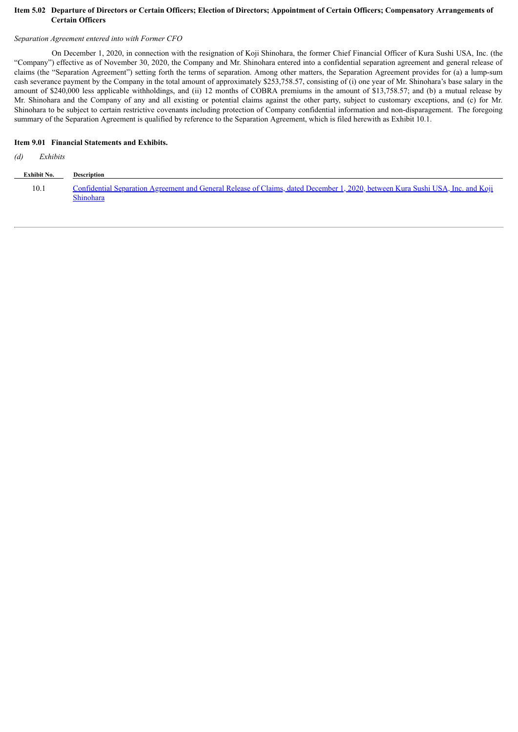**Item 5.02 Departure of Directors or Certain Officers; Election of Directors; Appointment of Certain Officers; Compensatory Arrangements of Certain Officers**

*Separation Agreement entered into with Former CFO*

On December 1, 2020, in connection with the resignation of Koji Shinohara, the former Chief Financial Officer of Kura Sushi USA, Inc. (the "Company") effective as of November 30, 2020, the Company and Mr. Shinohara entered into a confidential separation agreement and general release of claims (the "Separation Agreement") setting forth the terms of separation. Among other matters, the Separation Agreement provides for (a) a lump-sum cash severance payment by the Company in the total amount of approximately $253,758.57, consisting of (i) one year of Mr. Shinohara's base salary in the amount of $240,000 less applicable withholdings, and (ii) 12 months of COBRA premiums in the amount of $13,758.57; and (b) a mutual release by Mr. Shinohara and the Company of any and all existing or potential claims against the other party, subject to customary exceptions, and (c) for Mr. Shinohara to be subject to certain restrictive covenants including protection of Company confidential information and non-disparagement. The foregoing summary of the Separation Agreement is qualified by reference to the Separation Agreement, which is filed herewith as Exhibit 10.1.

**Item 9.01 Financial Statements and Exhibits.**

*(d) Exhibits*

| Exhibit No. | Description |
|---|---|
| 10.1 | Confidential Separation Agreement and General Release of Claims, dated December 1, 2020, between Kura Sushi USA, Inc. and Koji Shinohara |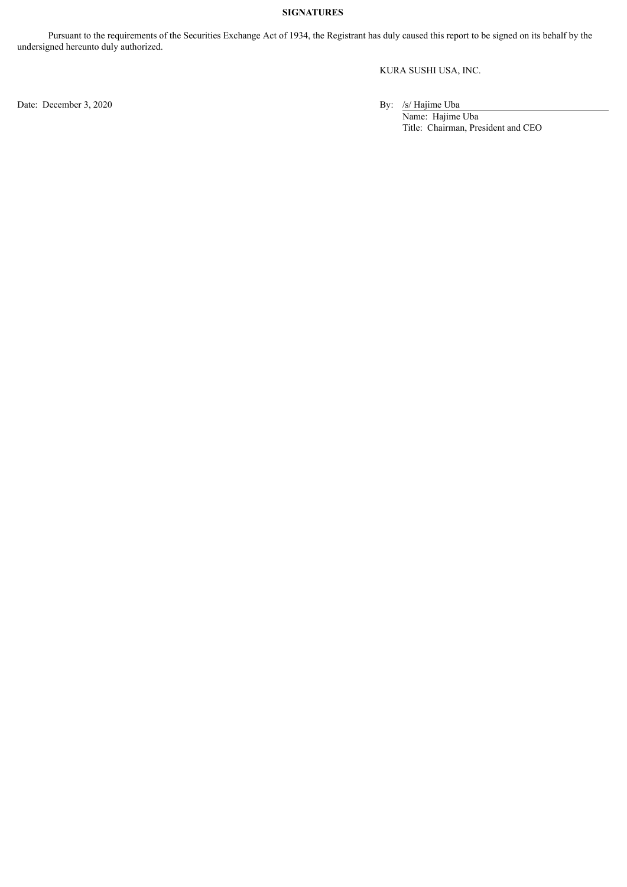**SIGNATURES**

Pursuant to the requirements of the Securities Exchange Act of 1934, the Registrant has duly caused this report to be signed on its behalf by the undersigned hereunto duly authorized.

KURA SUSHI USA, INC.

Date: December 3, 2020

By: /s/ Hajime Uba

Name: Hajime Uba

Title: Chairman, President and CEO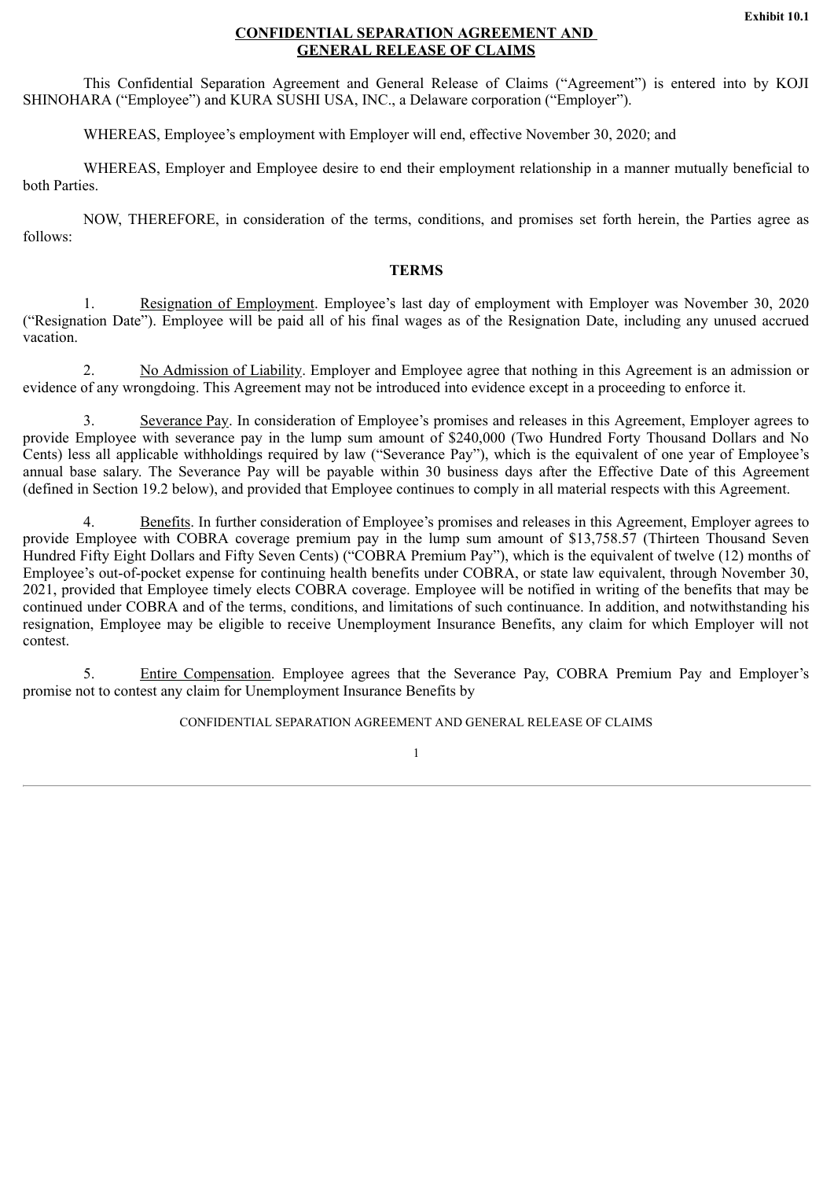**Exhibit 10.1**

# CONFIDENTIAL SEPARATION AGREEMENT AND GENERAL RELEASE OF CLAIMS

This Confidential Separation Agreement and General Release of Claims ("Agreement") is entered into by KOJI SHINOHARA ("Employee") and KURA SUSHI USA, INC., a Delaware corporation ("Employer").

WHEREAS, Employee's employment with Employer will end, effective November 30, 2020; and

WHEREAS, Employer and Employee desire to end their employment relationship in a manner mutually beneficial to both Parties.

NOW, THEREFORE, in consideration of the terms, conditions, and promises set forth herein, the Parties agree as follows:

## TERMS

1. Resignation of Employment. Employee's last day of employment with Employer was November 30, 2020 ("Resignation Date"). Employee will be paid all of his final wages as of the Resignation Date, including any unused accrued vacation.

2. No Admission of Liability. Employer and Employee agree that nothing in this Agreement is an admission or evidence of any wrongdoing. This Agreement may not be introduced into evidence except in a proceeding to enforce it.

3. Severance Pay. In consideration of Employee's promises and releases in this Agreement, Employer agrees to provide Employee with severance pay in the lump sum amount of $240,000 (Two Hundred Forty Thousand Dollars and No Cents) less all applicable withholdings required by law ("Severance Pay"), which is the equivalent of one year of Employee's annual base salary. The Severance Pay will be payable within 30 business days after the Effective Date of this Agreement (defined in Section 19.2 below), and provided that Employee continues to comply in all material respects with this Agreement.

4. Benefits. In further consideration of Employee's promises and releases in this Agreement, Employer agrees to provide Employee with COBRA coverage premium pay in the lump sum amount of $13,758.57 (Thirteen Thousand Seven Hundred Fifty Eight Dollars and Fifty Seven Cents) ("COBRA Premium Pay"), which is the equivalent of twelve (12) months of Employee's out-of-pocket expense for continuing health benefits under COBRA, or state law equivalent, through November 30, 2021, provided that Employee timely elects COBRA coverage. Employee will be notified in writing of the benefits that may be continued under COBRA and of the terms, conditions, and limitations of such continuance. In addition, and notwithstanding his resignation, Employee may be eligible to receive Unemployment Insurance Benefits, any claim for which Employer will not contest.

5. Entire Compensation. Employee agrees that the Severance Pay, COBRA Premium Pay and Employer's promise not to contest any claim for Unemployment Insurance Benefits by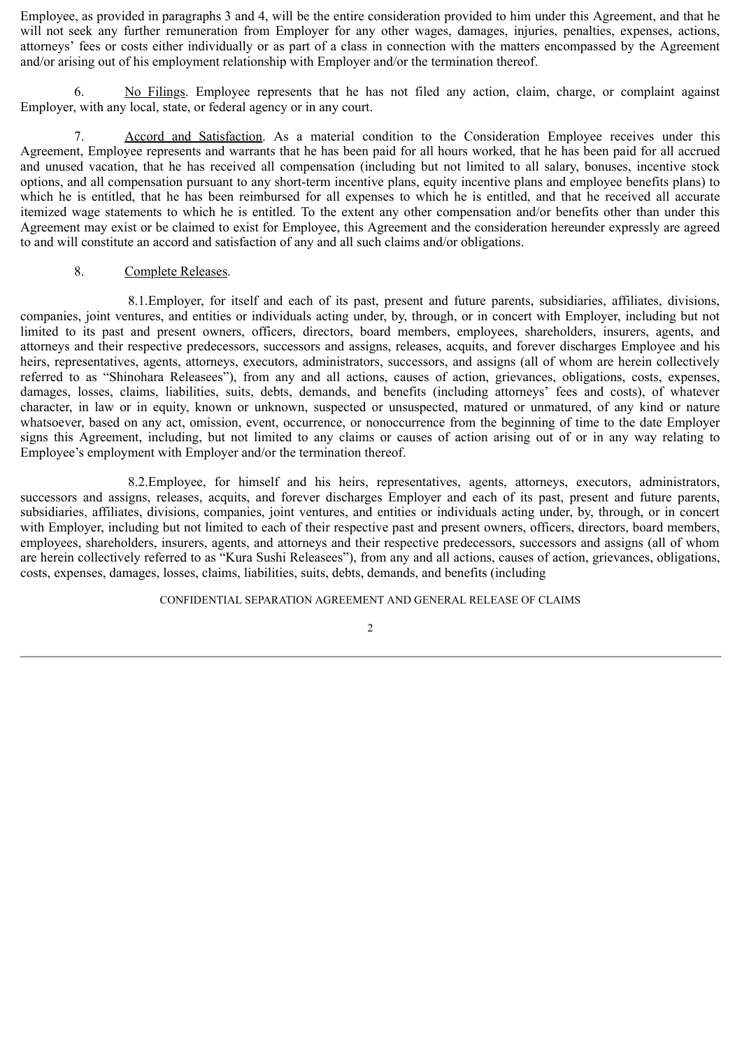Employee, as provided in paragraphs 3 and 4, will be the entire consideration provided to him under this Agreement, and that he will not seek any further remuneration from Employer for any other wages, damages, injuries, penalties, expenses, actions, attorneys' fees or costs either individually or as part of a class in connection with the matters encompassed by the Agreement and/or arising out of his employment relationship with Employer and/or the termination thereof.

6. <u>No Filings</u>. Employee represents that he has not filed any action, claim, charge, or complaint against Employer, with any local, state, or federal agency or in any court.

7. <u>Accord and Satisfaction</u>. As a material condition to the Consideration Employee receives under this Agreement, Employee represents and warrants that he has been paid for all hours worked, that he has been paid for all accrued and unused vacation, that he has received all compensation (including but not limited to all salary, bonuses, incentive stock options, and all compensation pursuant to any short-term incentive plans, equity incentive plans and employee benefits plans) to which he is entitled, that he has been reimbursed for all expenses to which he is entitled, and that he received all accurate itemized wage statements to which he is entitled. To the extent any other compensation and/or benefits other than under this Agreement may exist or be claimed to exist for Employee, this Agreement and the consideration hereunder expressly are agreed to and will constitute an accord and satisfaction of any and all such claims and/or obligations.

8. <u>Complete Releases</u>.

8.1. Employer, for itself and each of its past, present and future parents, subsidiaries, affiliates, divisions, companies, joint ventures, and entities or individuals acting under, by, through, or in concert with Employer, including but not limited to its past and present owners, officers, directors, board members, employees, shareholders, insurers, agents, and attorneys and their respective predecessors, successors and assigns, releases, acquits, and forever discharges Employee and his heirs, representatives, agents, attorneys, executors, administrators, successors, and assigns (all of whom are herein collectively referred to as "Shinohara Releasees"), from any and all actions, causes of action, grievances, obligations, costs, expenses, damages, losses, claims, liabilities, suits, debts, demands, and benefits (including attorneys' fees and costs), of whatever character, in law or in equity, known or unknown, suspected or unsuspected, matured or unmatured, of any kind or nature whatsoever, based on any act, omission, event, occurrence, or nonoccurrence from the beginning of time to the date Employer signs this Agreement, including, but not limited to any claims or causes of action arising out of or in any way relating to Employee's employment with Employer and/or the termination thereof.

8.2. Employee, for himself and his heirs, representatives, agents, attorneys, executors, administrators, successors and assigns, releases, acquits, and forever discharges Employer and each of its past, present and future parents, subsidiaries, affiliates, divisions, companies, joint ventures, and entities or individuals acting under, by, through, or in concert with Employer, including but not limited to each of their respective past and present owners, officers, directors, board members, employees, shareholders, insurers, agents, and attorneys and their respective predecessors, successors and assigns (all of whom are herein collectively referred to as "Kura Sushi Releasees"), from any and all actions, causes of action, grievances, obligations, costs, expenses, damages, losses, claims, liabilities, suits, debts, demands, and benefits (including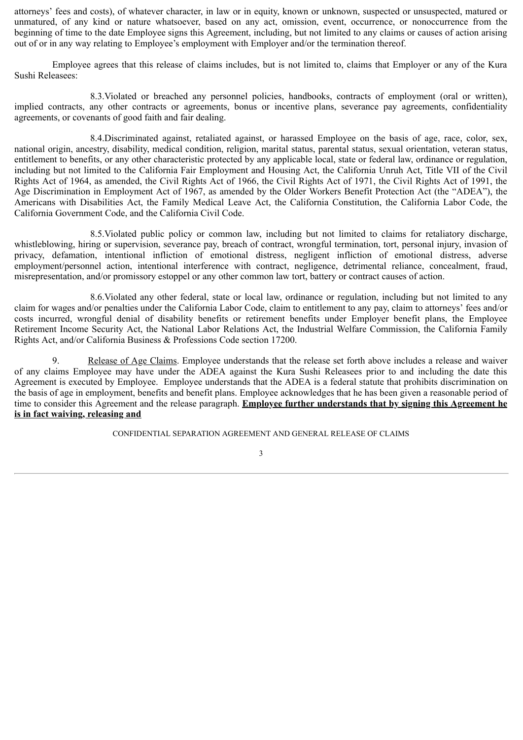attorneys' fees and costs), of whatever character, in law or in equity, known or unknown, suspected or unsuspected, matured or unmatured, of any kind or nature whatsoever, based on any act, omission, event, occurrence, or nonoccurrence from the beginning of time to the date Employee signs this Agreement, including, but not limited to any claims or causes of action arising out of or in any way relating to Employee's employment with Employer and/or the termination thereof.

Employee agrees that this release of claims includes, but is not limited to, claims that Employer or any of the Kura Sushi Releasees:

8.3. Violated or breached any personnel policies, handbooks, contracts of employment (oral or written), implied contracts, any other contracts or agreements, bonus or incentive plans, severance pay agreements, confidentiality agreements, or covenants of good faith and fair dealing.

8.4. Discriminated against, retaliated against, or harassed Employee on the basis of age, race, color, sex, national origin, ancestry, disability, medical condition, religion, marital status, parental status, sexual orientation, veteran status, entitlement to benefits, or any other characteristic protected by any applicable local, state or federal law, ordinance or regulation, including but not limited to the California Fair Employment and Housing Act, the California Unruh Act, Title VII of the Civil Rights Act of 1964, as amended, the Civil Rights Act of 1966, the Civil Rights Act of 1971, the Civil Rights Act of 1991, the Age Discrimination in Employment Act of 1967, as amended by the Older Workers Benefit Protection Act (the "ADEA"), the Americans with Disabilities Act, the Family Medical Leave Act, the California Constitution, the California Labor Code, the California Government Code, and the California Civil Code.

8.5. Violated public policy or common law, including but not limited to claims for retaliatory discharge, whistleblowing, hiring or supervision, severance pay, breach of contract, wrongful termination, tort, personal injury, invasion of privacy, defamation, intentional infliction of emotional distress, negligent infliction of emotional distress, adverse employment/personnel action, intentional interference with contract, negligence, detrimental reliance, concealment, fraud, misrepresentation, and/or promissory estoppel or any other common law tort, battery or contract causes of action.

8.6. Violated any other federal, state or local law, ordinance or regulation, including but not limited to any claim for wages and/or penalties under the California Labor Code, claim to entitlement to any pay, claim to attorneys' fees and/or costs incurred, wrongful denial of disability benefits or retirement benefits under Employer benefit plans, the Employee Retirement Income Security Act, the National Labor Relations Act, the Industrial Welfare Commission, the California Family Rights Act, and/or California Business & Professions Code section 17200.

9. Release of Age Claims. Employee understands that the release set forth above includes a release and waiver of any claims Employee may have under the ADEA against the Kura Sushi Releasees prior to and including the date this Agreement is executed by Employee. Employee understands that the ADEA is a federal statute that prohibits discrimination on the basis of age in employment, benefits and benefit plans. Employee acknowledges that he has been given a reasonable period of time to consider this Agreement and the release paragraph. **Employee further understands that by signing this Agreement he is in fact waiving, releasing and**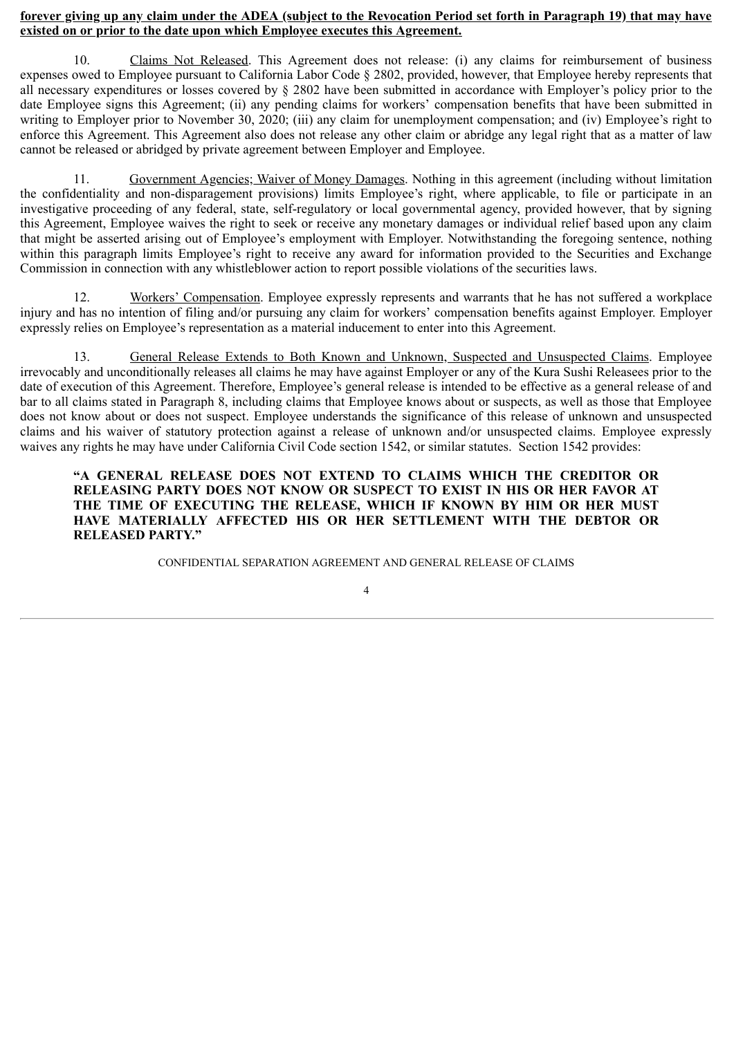**forever giving up any claim under the ADEA (subject to the Revocation Period set forth in Paragraph 19) that may have existed on or prior to the date upon which Employee executes this Agreement.**

10. Claims Not Released. This Agreement does not release: (i) any claims for reimbursement of business expenses owed to Employee pursuant to California Labor Code § 2802, provided, however, that Employee hereby represents that all necessary expenditures or losses covered by § 2802 have been submitted in accordance with Employer's policy prior to the date Employee signs this Agreement; (ii) any pending claims for workers' compensation benefits that have been submitted in writing to Employer prior to November 30, 2020; (iii) any claim for unemployment compensation; and (iv) Employee's right to enforce this Agreement. This Agreement also does not release any other claim or abridge any legal right that as a matter of law cannot be released or abridged by private agreement between Employer and Employee.

11. Government Agencies; Waiver of Money Damages. Nothing in this agreement (including without limitation the confidentiality and non-disparagement provisions) limits Employee's right, where applicable, to file or participate in an investigative proceeding of any federal, state, self-regulatory or local governmental agency, provided however, that by signing this Agreement, Employee waives the right to seek or receive any monetary damages or individual relief based upon any claim that might be asserted arising out of Employee's employment with Employer. Notwithstanding the foregoing sentence, nothing within this paragraph limits Employee's right to receive any award for information provided to the Securities and Exchange Commission in connection with any whistleblower action to report possible violations of the securities laws.

12. Workers' Compensation. Employee expressly represents and warrants that he has not suffered a workplace injury and has no intention of filing and/or pursuing any claim for workers' compensation benefits against Employer. Employer expressly relies on Employee's representation as a material inducement to enter into this Agreement.

13. General Release Extends to Both Known and Unknown, Suspected and Unsuspected Claims. Employee irrevocably and unconditionally releases all claims he may have against Employer or any of the Kura Sushi Releasees prior to the date of execution of this Agreement. Therefore, Employee's general release is intended to be effective as a general release of and bar to all claims stated in Paragraph 8, including claims that Employee knows about or suspects, as well as those that Employee does not know about or does not suspect. Employee understands the significance of this release of unknown and unsuspected claims and his waiver of statutory protection against a release of unknown and/or unsuspected claims. Employee expressly waives any rights he may have under California Civil Code section 1542, or similar statutes. Section 1542 provides:

> **"A GENERAL RELEASE DOES NOT EXTEND TO CLAIMS WHICH THE CREDITOR OR RELEASING PARTY DOES NOT KNOW OR SUSPECT TO EXIST IN HIS OR HER FAVOR AT THE TIME OF EXECUTING THE RELEASE, WHICH IF KNOWN BY HIM OR HER MUST HAVE MATERIALLY AFFECTED HIS OR HER SETTLEMENT WITH THE DEBTOR OR RELEASED PARTY."**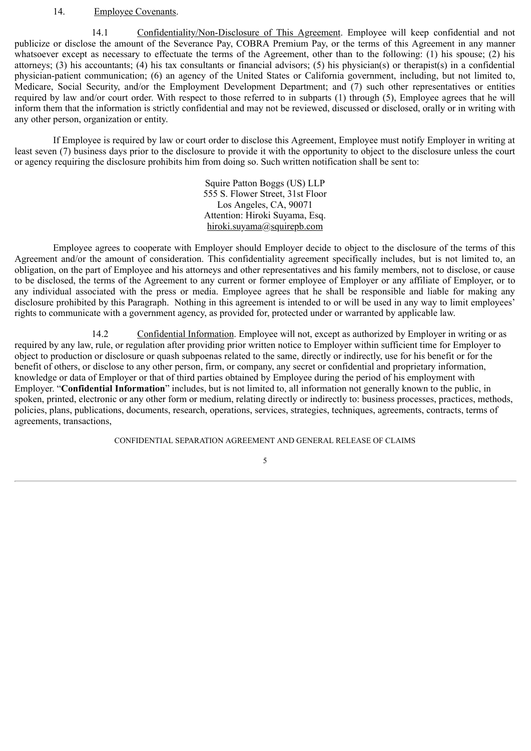14. Employee Covenants.

14.1 Confidentiality/Non-Disclosure of This Agreement. Employee will keep confidential and not publicize or disclose the amount of the Severance Pay, COBRA Premium Pay, or the terms of this Agreement in any manner whatsoever except as necessary to effectuate the terms of the Agreement, other than to the following: (1) his spouse; (2) his attorneys; (3) his accountants; (4) his tax consultants or financial advisors; (5) his physician(s) or therapist(s) in a confidential physician-patient communication; (6) an agency of the United States or California government, including, but not limited to, Medicare, Social Security, and/or the Employment Development Department; and (7) such other representatives or entities required by law and/or court order. With respect to those referred to in subparts (1) through (5), Employee agrees that he will inform them that the information is strictly confidential and may not be reviewed, discussed or disclosed, orally or in writing with any other person, organization or entity.

If Employee is required by law or court order to disclose this Agreement, Employee must notify Employer in writing at least seven (7) business days prior to the disclosure to provide it with the opportunity to object to the disclosure unless the court or agency requiring the disclosure prohibits him from doing so. Such written notification shall be sent to:

Squire Patton Boggs (US) LLP
555 S. Flower Street, 31st Floor
Los Angeles, CA, 90071
Attention: Hiroki Suyama, Esq.
hiroki.suyama@squirepb.com

Employee agrees to cooperate with Employer should Employer decide to object to the disclosure of the terms of this Agreement and/or the amount of consideration. This confidentiality agreement specifically includes, but is not limited to, an obligation, on the part of Employee and his attorneys and other representatives and his family members, not to disclose, or cause to be disclosed, the terms of the Agreement to any current or former employee of Employer or any affiliate of Employer, or to any individual associated with the press or media. Employee agrees that he shall be responsible and liable for making any disclosure prohibited by this Paragraph. Nothing in this agreement is intended to or will be used in any way to limit employees' rights to communicate with a government agency, as provided for, protected under or warranted by applicable law.

14.2 Confidential Information. Employee will not, except as authorized by Employer in writing or as required by any law, rule, or regulation after providing prior written notice to Employer within sufficient time for Employer to object to production or disclosure or quash subpoenas related to the same, directly or indirectly, use for his benefit or for the benefit of others, or disclose to any other person, firm, or company, any secret or confidential and proprietary information, knowledge or data of Employer or that of third parties obtained by Employee during the period of his employment with Employer. "**Confidential Information**" includes, but is not limited to, all information not generally known to the public, in spoken, printed, electronic or any other form or medium, relating directly or indirectly to: business processes, practices, methods, policies, plans, publications, documents, research, operations, services, strategies, techniques, agreements, contracts, terms of agreements, transactions,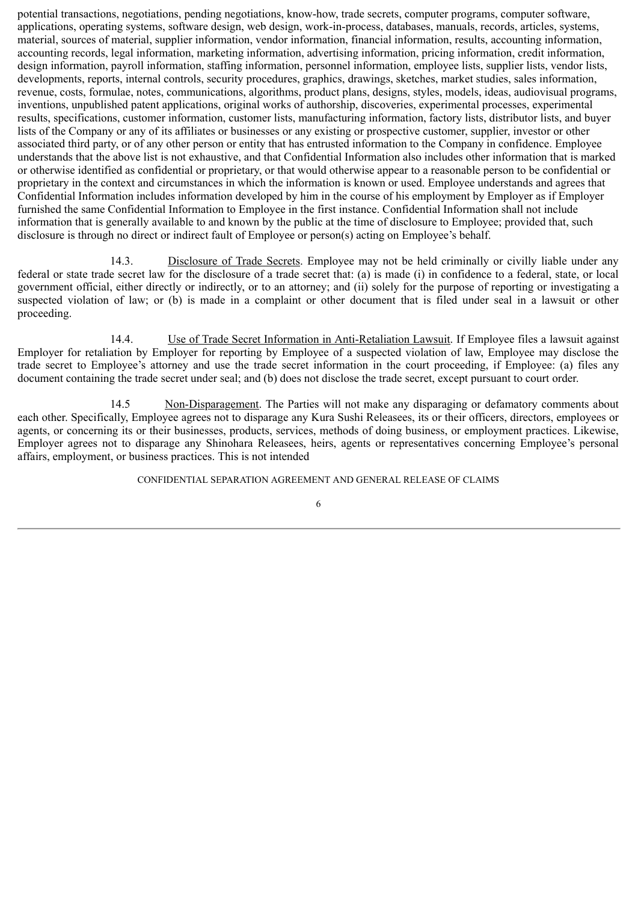potential transactions, negotiations, pending negotiations, know-how, trade secrets, computer programs, computer software, applications, operating systems, software design, web design, work-in-process, databases, manuals, records, articles, systems, material, sources of material, supplier information, vendor information, financial information, results, accounting information, accounting records, legal information, marketing information, advertising information, pricing information, credit information, design information, payroll information, staffing information, personnel information, employee lists, supplier lists, vendor lists, developments, reports, internal controls, security procedures, graphics, drawings, sketches, market studies, sales information, revenue, costs, formulae, notes, communications, algorithms, product plans, designs, styles, models, ideas, audiovisual programs, inventions, unpublished patent applications, original works of authorship, discoveries, experimental processes, experimental results, specifications, customer information, customer lists, manufacturing information, factory lists, distributor lists, and buyer lists of the Company or any of its affiliates or businesses or any existing or prospective customer, supplier, investor or other associated third party, or of any other person or entity that has entrusted information to the Company in confidence. Employee understands that the above list is not exhaustive, and that Confidential Information also includes other information that is marked or otherwise identified as confidential or proprietary, or that would otherwise appear to a reasonable person to be confidential or proprietary in the context and circumstances in which the information is known or used. Employee understands and agrees that Confidential Information includes information developed by him in the course of his employment by Employer as if Employer furnished the same Confidential Information to Employee in the first instance. Confidential Information shall not include information that is generally available to and known by the public at the time of disclosure to Employee; provided that, such disclosure is through no direct or indirect fault of Employee or person(s) acting on Employee's behalf.

14.3. Disclosure of Trade Secrets. Employee may not be held criminally or civilly liable under any federal or state trade secret law for the disclosure of a trade secret that: (a) is made (i) in confidence to a federal, state, or local government official, either directly or indirectly, or to an attorney; and (ii) solely for the purpose of reporting or investigating a suspected violation of law; or (b) is made in a complaint or other document that is filed under seal in a lawsuit or other proceeding.

14.4. Use of Trade Secret Information in Anti-Retaliation Lawsuit. If Employee files a lawsuit against Employer for retaliation by Employer for reporting by Employee of a suspected violation of law, Employee may disclose the trade secret to Employee's attorney and use the trade secret information in the court proceeding, if Employee: (a) files any document containing the trade secret under seal; and (b) does not disclose the trade secret, except pursuant to court order.

14.5 Non-Disparagement. The Parties will not make any disparaging or defamatory comments about each other. Specifically, Employee agrees not to disparage any Kura Sushi Releasees, its or their officers, directors, employees or agents, or concerning its or their businesses, products, services, methods of doing business, or employment practices. Likewise, Employer agrees not to disparage any Shinohara Releasees, heirs, agents or representatives concerning Employee's personal affairs, employment, or business practices. This is not intended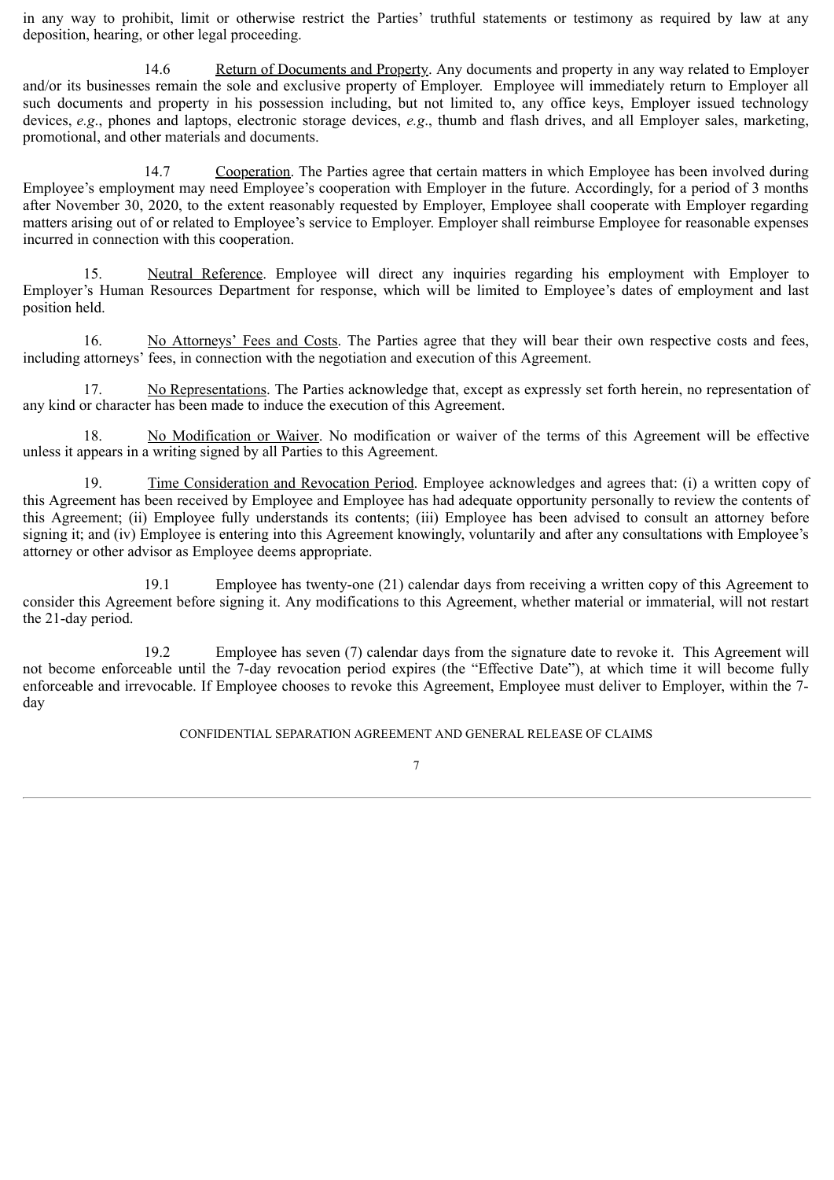in any way to prohibit, limit or otherwise restrict the Parties' truthful statements or testimony as required by law at any deposition, hearing, or other legal proceeding.

14.6 Return of Documents and Property. Any documents and property in any way related to Employer and/or its businesses remain the sole and exclusive property of Employer. Employee will immediately return to Employer all such documents and property in his possession including, but not limited to, any office keys, Employer issued technology devices, *e.g*., phones and laptops, electronic storage devices, *e.g*., thumb and flash drives, and all Employer sales, marketing, promotional, and other materials and documents.

14.7 Cooperation. The Parties agree that certain matters in which Employee has been involved during Employee's employment may need Employee's cooperation with Employer in the future. Accordingly, for a period of 3 months after November 30, 2020, to the extent reasonably requested by Employer, Employee shall cooperate with Employer regarding matters arising out of or related to Employee's service to Employer. Employer shall reimburse Employee for reasonable expenses incurred in connection with this cooperation.

15. Neutral Reference. Employee will direct any inquiries regarding his employment with Employer to Employer's Human Resources Department for response, which will be limited to Employee's dates of employment and last position held.

16. No Attorneys' Fees and Costs. The Parties agree that they will bear their own respective costs and fees, including attorneys' fees, in connection with the negotiation and execution of this Agreement.

17. No Representations. The Parties acknowledge that, except as expressly set forth herein, no representation of any kind or character has been made to induce the execution of this Agreement.

18. No Modification or Waiver. No modification or waiver of the terms of this Agreement will be effective unless it appears in a writing signed by all Parties to this Agreement.

19. Time Consideration and Revocation Period. Employee acknowledges and agrees that: (i) a written copy of this Agreement has been received by Employee and Employee has had adequate opportunity personally to review the contents of this Agreement; (ii) Employee fully understands its contents; (iii) Employee has been advised to consult an attorney before signing it; and (iv) Employee is entering into this Agreement knowingly, voluntarily and after any consultations with Employee's attorney or other advisor as Employee deems appropriate.

19.1 Employee has twenty-one (21) calendar days from receiving a written copy of this Agreement to consider this Agreement before signing it. Any modifications to this Agreement, whether material or immaterial, will not restart the 21-day period.

19.2 Employee has seven (7) calendar days from the signature date to revoke it. This Agreement will not become enforceable until the 7-day revocation period expires (the "Effective Date"), at which time it will become fully enforceable and irrevocable. If Employee chooses to revoke this Agreement, Employee must deliver to Employer, within the 7-day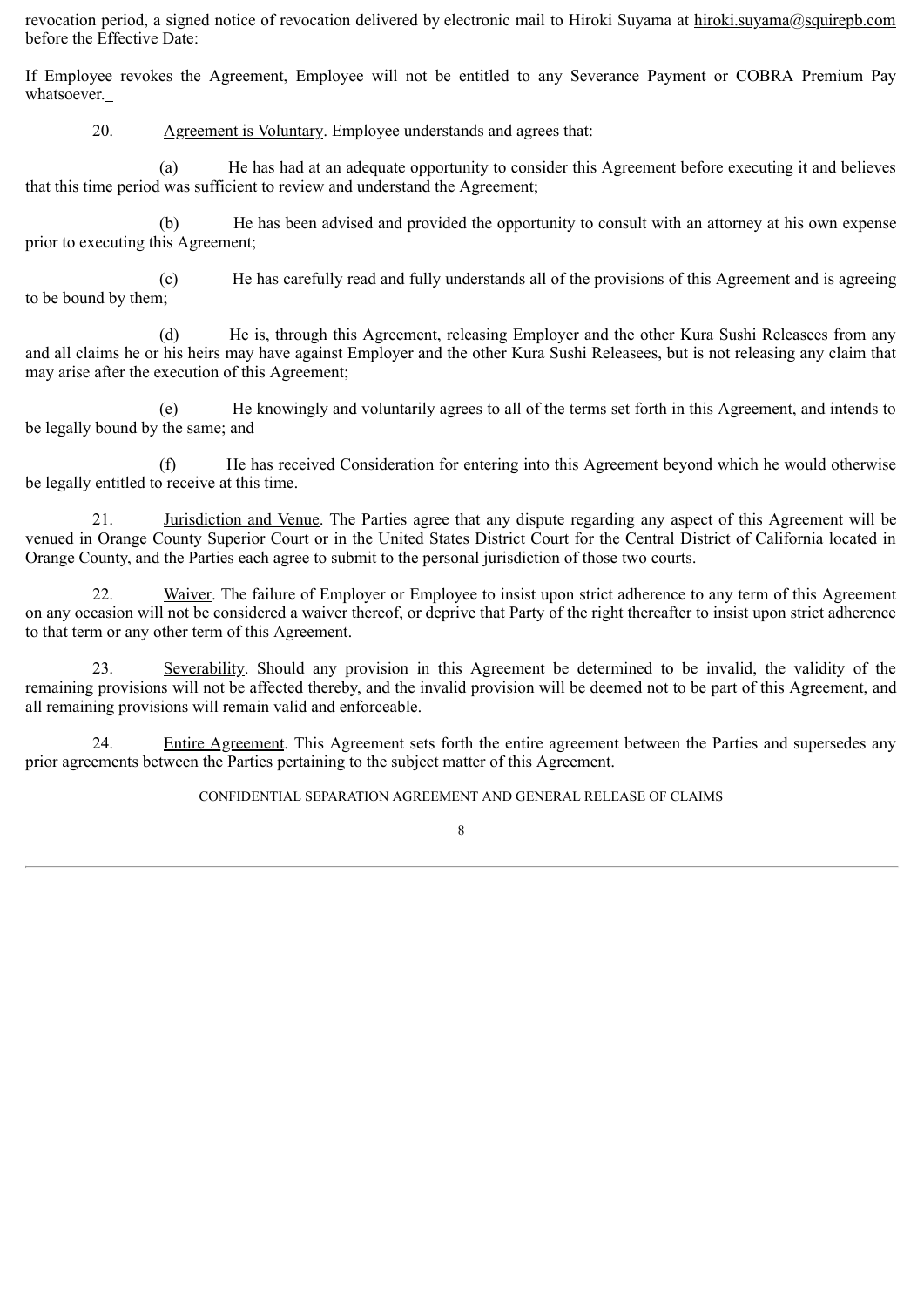revocation period, a signed notice of revocation delivered by electronic mail to Hiroki Suyama at hiroki.suyama@squirepb.com before the Effective Date:

If Employee revokes the Agreement, Employee will not be entitled to any Severance Payment or COBRA Premium Pay whatsoever.

20. Agreement is Voluntary. Employee understands and agrees that:

(a) He has had at an adequate opportunity to consider this Agreement before executing it and believes that this time period was sufficient to review and understand the Agreement;

(b) He has been advised and provided the opportunity to consult with an attorney at his own expense prior to executing this Agreement;

(c) He has carefully read and fully understands all of the provisions of this Agreement and is agreeing to be bound by them;

(d) He is, through this Agreement, releasing Employer and the other Kura Sushi Releasees from any and all claims he or his heirs may have against Employer and the other Kura Sushi Releasees, but is not releasing any claim that may arise after the execution of this Agreement;

(e) He knowingly and voluntarily agrees to all of the terms set forth in this Agreement, and intends to be legally bound by the same; and

(f) He has received Consideration for entering into this Agreement beyond which he would otherwise be legally entitled to receive at this time.

21. Jurisdiction and Venue. The Parties agree that any dispute regarding any aspect of this Agreement will be venued in Orange County Superior Court or in the United States District Court for the Central District of California located in Orange County, and the Parties each agree to submit to the personal jurisdiction of those two courts.

22. Waiver. The failure of Employer or Employee to insist upon strict adherence to any term of this Agreement on any occasion will not be considered a waiver thereof, or deprive that Party of the right thereafter to insist upon strict adherence to that term or any other term of this Agreement.

23. Severability. Should any provision in this Agreement be determined to be invalid, the validity of the remaining provisions will not be affected thereby, and the invalid provision will be deemed not to be part of this Agreement, and all remaining provisions will remain valid and enforceable.

24. Entire Agreement. This Agreement sets forth the entire agreement between the Parties and supersedes any prior agreements between the Parties pertaining to the subject matter of this Agreement.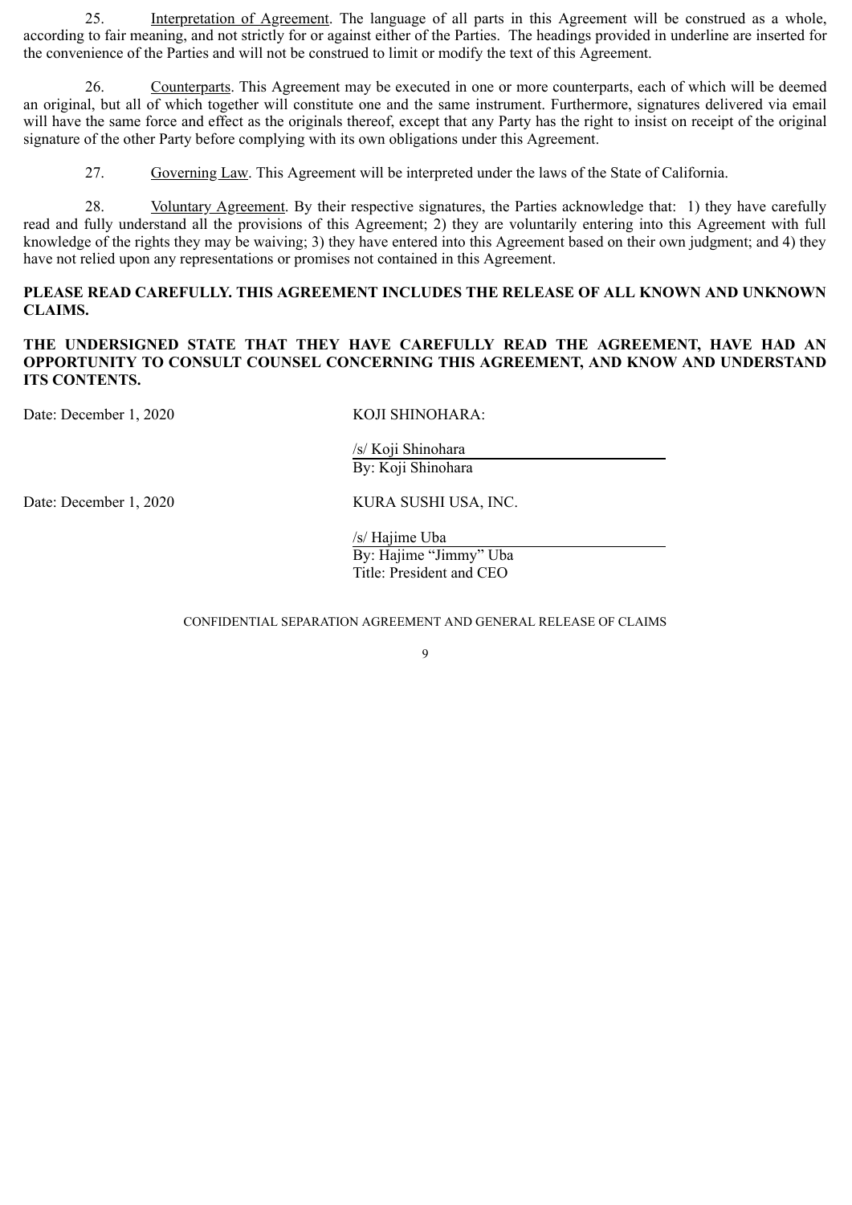25. Interpretation of Agreement. The language of all parts in this Agreement will be construed as a whole, according to fair meaning, and not strictly for or against either of the Parties. The headings provided in underline are inserted for the convenience of the Parties and will not be construed to limit or modify the text of this Agreement.

26. Counterparts. This Agreement may be executed in one or more counterparts, each of which will be deemed an original, but all of which together will constitute one and the same instrument. Furthermore, signatures delivered via email will have the same force and effect as the originals thereof, except that any Party has the right to insist on receipt of the original signature of the other Party before complying with its own obligations under this Agreement.

27. Governing Law. This Agreement will be interpreted under the laws of the State of California.

28. Voluntary Agreement. By their respective signatures, the Parties acknowledge that: 1) they have carefully read and fully understand all the provisions of this Agreement; 2) they are voluntarily entering into this Agreement with full knowledge of the rights they may be waiving; 3) they have entered into this Agreement based on their own judgment; and 4) they have not relied upon any representations or promises not contained in this Agreement.

**PLEASE READ CAREFULLY. THIS AGREEMENT INCLUDES THE RELEASE OF ALL KNOWN AND UNKNOWN CLAIMS.**

**THE UNDERSIGNED STATE THAT THEY HAVE CAREFULLY READ THE AGREEMENT, HAVE HAD AN OPPORTUNITY TO CONSULT COUNSEL CONCERNING THIS AGREEMENT, AND KNOW AND UNDERSTAND ITS CONTENTS.**

Date: December 1, 2020

KOJI SHINOHARA:

/s/ Koji Shinohara
By: Koji Shinohara

Date: December 1, 2020

KURA SUSHI USA, INC.

/s/ Hajime Uba
By: Hajime "Jimmy" Uba
Title: President and CEO

CONFIDENTIAL SEPARATION AGREEMENT AND GENERAL RELEASE OF CLAIMS